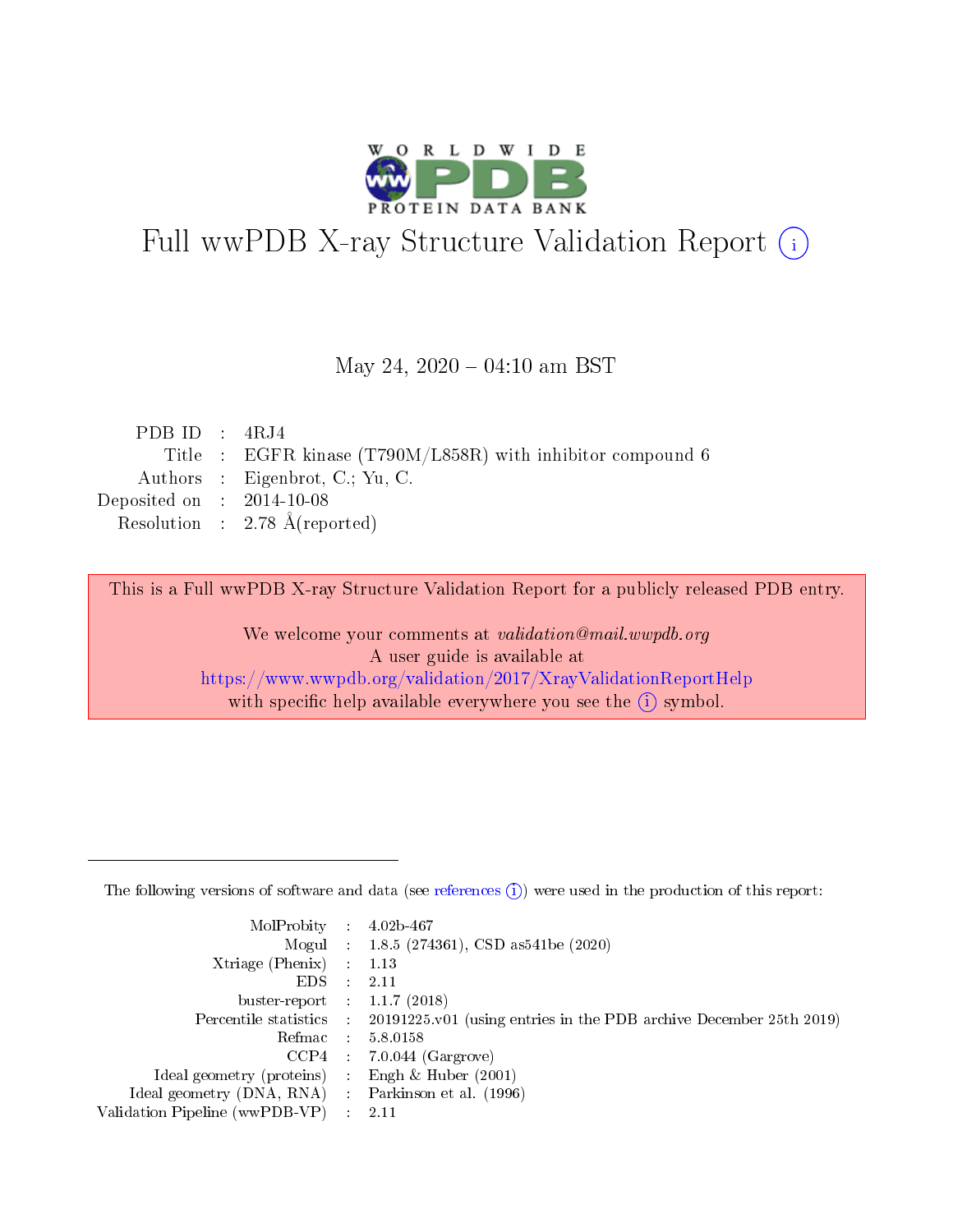# Full wwPDB X-ray Structure Validation Report ⓘ

May 24, 2020 – 04:10 am BST

| | | |
|---|---|---|
| PDB ID | : | 4RJ4 |
| Title | : | EGFR kinase (T790M/L858R) with inhibitor compound 6 |
| Authors | : | Eigenbrot, C.; Yu, C. |
| Deposited on | : | 2014-10-08 |
| Resolution | : | 2.78 Å(reported) |

This is a Full wwPDB X-ray Structure Validation Report for a publicly released PDB entry.

We welcome your comments at *validation@mail.wwpdb.org*
A user guide is available at
https://www.wwpdb.org/validation/2017/XrayValidationReportHelp
with specific help available everywhere you see the ⓘ symbol.

---

The following versions of software and data (see references ⓘ) were used in the production of this report:

| | | |
|---|---|---|
| MolProbity | : | 4.02b-467 |
| Mogul | : | 1.8.5 (274361), CSD as541be (2020) |
| Xtriage (Phenix) | : | 1.13 |
| EDS | : | 2.11 |
| buster-report | : | 1.1.7 (2018) |
| Percentile statistics | : | 20191225.v01 (using entries in the PDB archive December 25th 2019) |
| Refmac | : | 5.8.0158 |
| CCP4 | : | 7.0.044 (Gargrove) |
| Ideal geometry (proteins) | : | Engh & Huber (2001) |
| Ideal geometry (DNA, RNA) | : | Parkinson et al. (1996) |
| Validation Pipeline (wwPDB-VP) | : | 2.11 |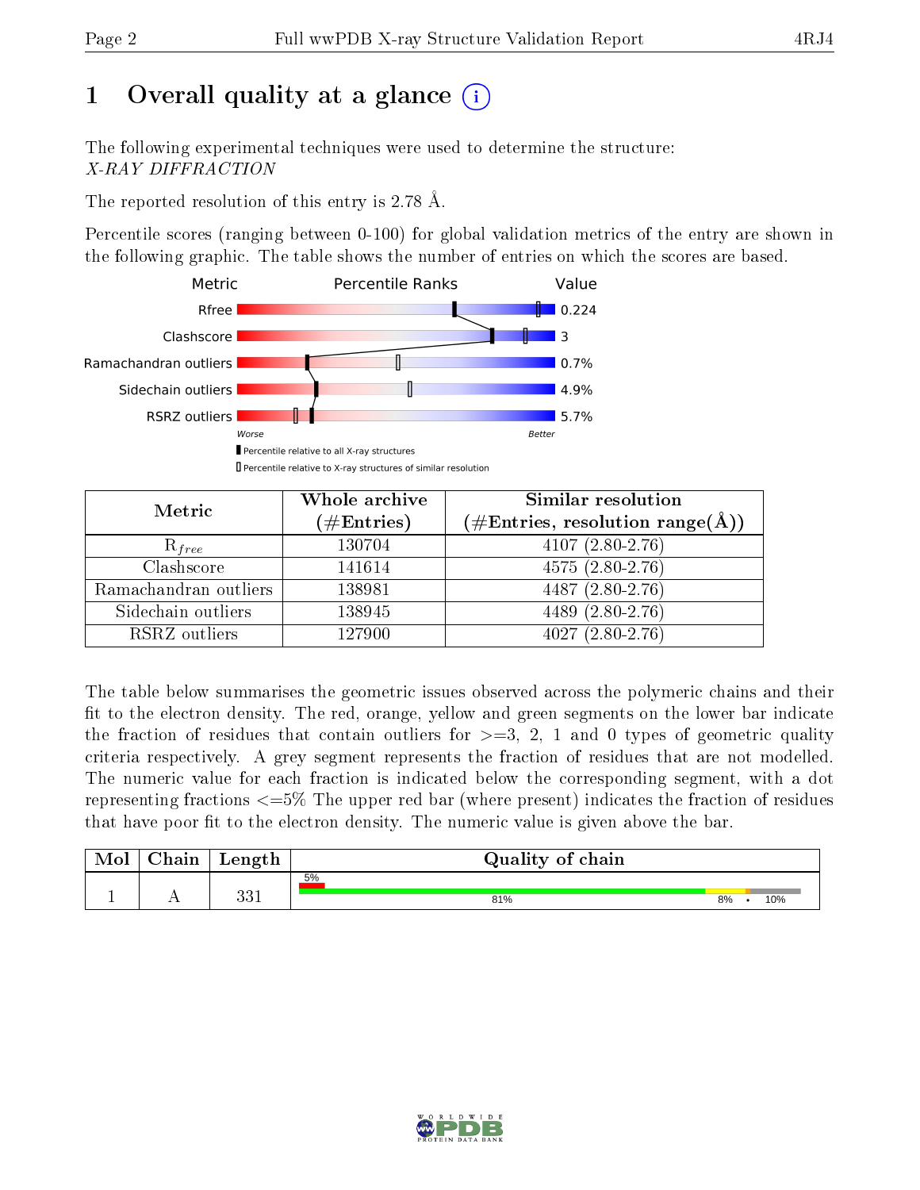# 1 Overall quality at a glance

The following experimental techniques were used to determine the structure:
*X-RAY DIFFRACTION*

The reported resolution of this entry is 2.78 Å.

Percentile scores (ranging between 0-100) for global validation metrics of the entry are shown in the following graphic. The table shows the number of entries on which the scores are based.

| Metric | Value |
|---|---|
| Rfree | 0.224 |
| Clashscore | 3 |
| Ramachandran outliers | 0.7% |
| Sidechain outliers | 4.9% |
| RSRZ outliers | 5.7% |

| Metric | Whole archive (#Entries) | Similar resolution (#Entries, resolution range(Å)) |
|---|---|---|
| $R_{free}$ | 130704 | 4107 (2.80-2.76) |
| Clashscore | 141614 | 4575 (2.80-2.76) |
| Ramachandran outliers | 138981 | 4487 (2.80-2.76) |
| Sidechain outliers | 138945 | 4489 (2.80-2.76) |
| RSRZ outliers | 127900 | 4027 (2.80-2.76) |

The table below summarises the geometric issues observed across the polymeric chains and their fit to the electron density. The red, orange, yellow and green segments on the lower bar indicate the fraction of residues that contain outliers for >=3, 2, 1 and 0 types of geometric quality criteria respectively. A grey segment represents the fraction of residues that are not modelled. The numeric value for each fraction is indicated below the corresponding segment, with a dot representing fractions <=5% The upper red bar (where present) indicates the fraction of residues that have poor fit to the electron density. The numeric value is given above the bar.

| Mol | Chain | Length | Quality of chain |
|---|---|---|---|
| 1 | A | 331 | 5% (poor fit); 81% green, 8% yellow, • orange, 10% grey |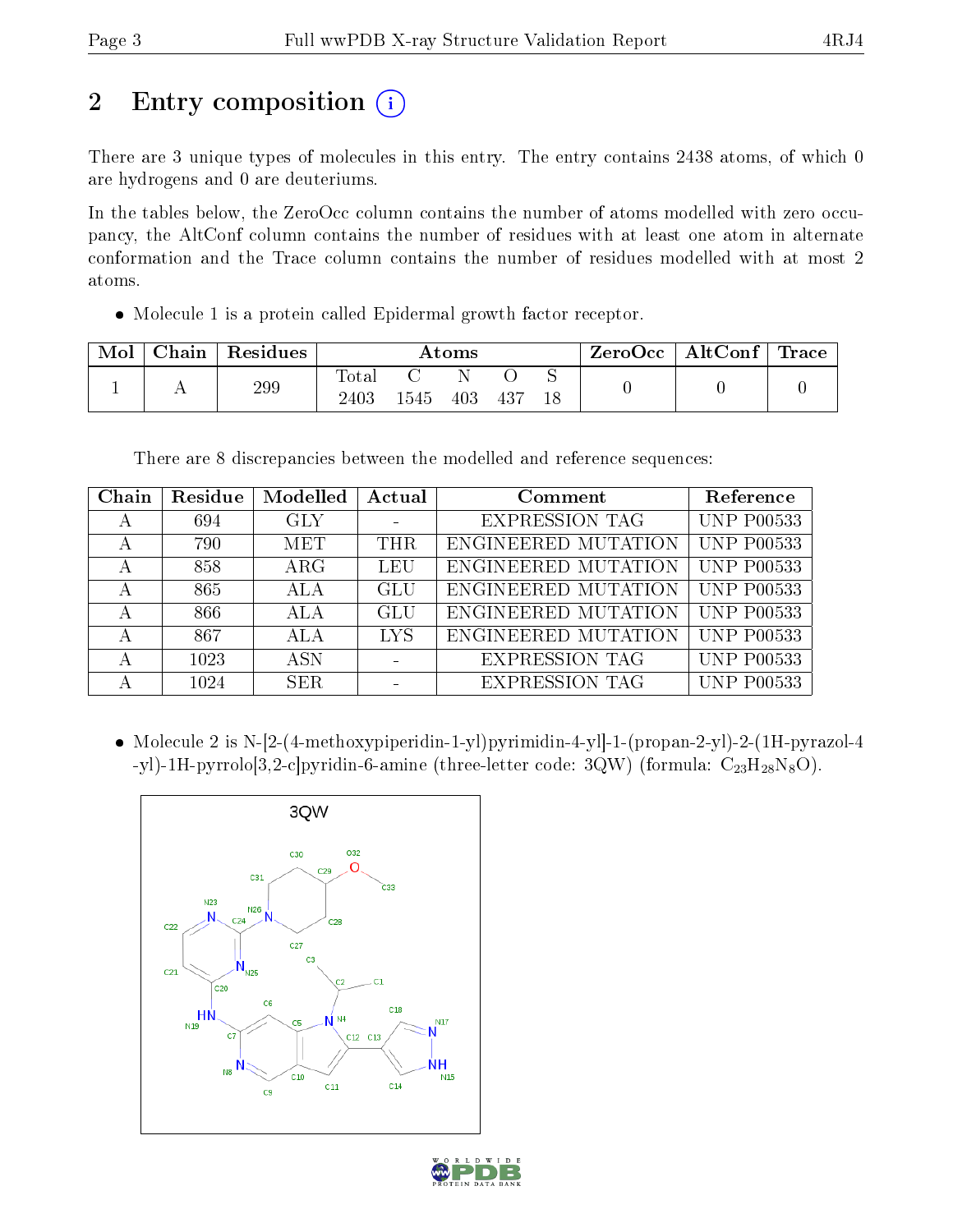## 2 Entry composition (i)

There are 3 unique types of molecules in this entry. The entry contains 2438 atoms, of which 0 are hydrogens and 0 are deuteriums.

In the tables below, the ZeroOcc column contains the number of atoms modelled with zero occupancy, the AltConf column contains the number of residues with at least one atom in alternate conformation and the Trace column contains the number of residues modelled with at most 2 atoms.

- Molecule 1 is a protein called Epidermal growth factor receptor.

| Mol | Chain | Residues | Atoms | | | | | ZeroOcc | AltConf | Trace |
|---|---|---|---|---|---|---|---|---|---|---|
| | | | Total | C | N | O | S | | | |
| 1 | A | 299 | 2403 | 1545 | 403 | 437 | 18 | 0 | 0 | 0 |

There are 8 discrepancies between the modelled and reference sequences:

| Chain | Residue | Modelled | Actual | Comment | Reference |
|---|---|---|---|---|---|
| A | 694 | GLY | - | EXPRESSION TAG | UNP P00533 |
| A | 790 | MET | THR | ENGINEERED MUTATION | UNP P00533 |
| A | 858 | ARG | LEU | ENGINEERED MUTATION | UNP P00533 |
| A | 865 | ALA | GLU | ENGINEERED MUTATION | UNP P00533 |
| A | 866 | ALA | GLU | ENGINEERED MUTATION | UNP P00533 |
| A | 867 | ALA | LYS | ENGINEERED MUTATION | UNP P00533 |
| A | 1023 | ASN | - | EXPRESSION TAG | UNP P00533 |
| A | 1024 | SER | - | EXPRESSION TAG | UNP P00533 |

- Molecule 2 is N-[2-(4-methoxypiperidin-1-yl)pyrimidin-4-yl]-1-(propan-2-yl)-2-(1H-pyrazol-4-yl)-1H-pyrrolo[3,2-c]pyridin-6-amine (three-letter code: 3QW) (formula: $C_{23}H_{28}N_8O$).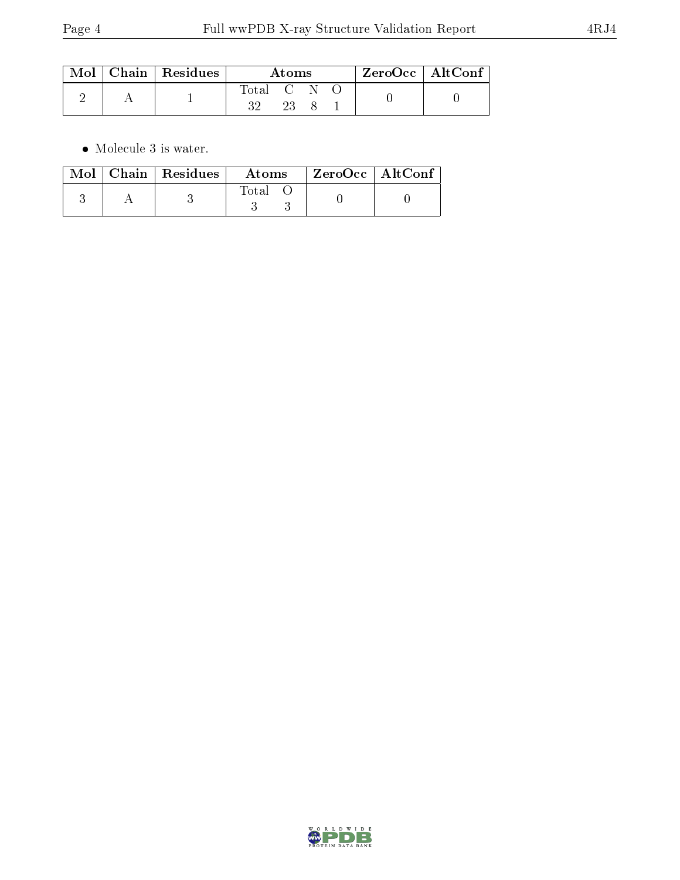| Mol | Chain | Residues | Atoms | | | | ZeroOcc | AltConf |
|---|---|---|---|---|---|---|---|---|
| 2 | A | 1 | Total | C | N | O | 0 | 0 |
| | | | 32 | 23 | 8 | 1 | | |

- Molecule 3 is water.

| Mol | Chain | Residues | Atoms | | ZeroOcc | AltConf |
|---|---|---|---|---|---|---|
| 3 | A | 3 | Total | O | 0 | 0 |
| | | | 3 | 3 | | |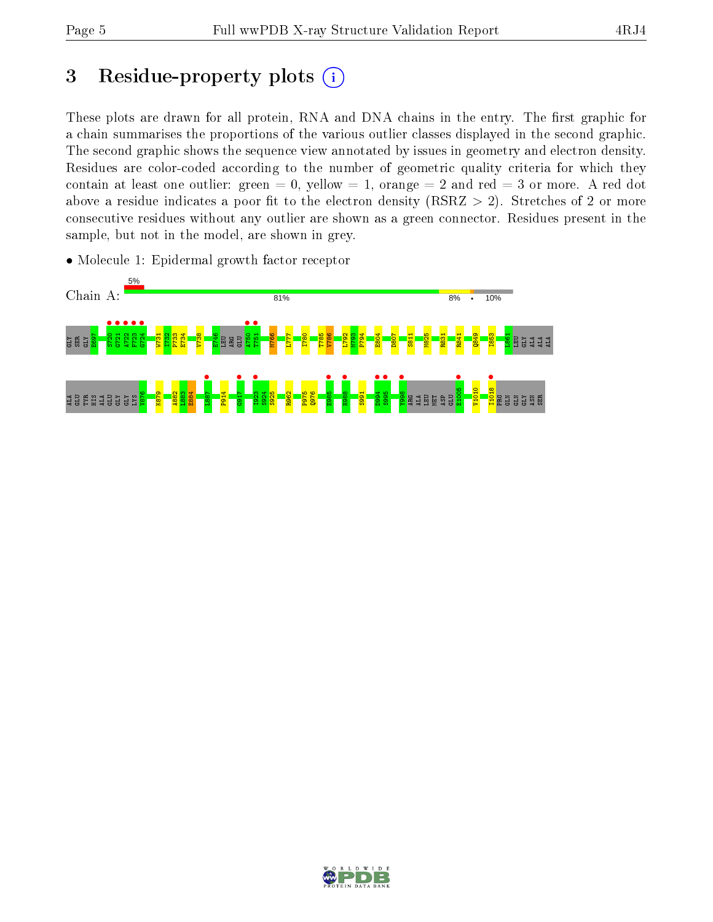# 3 Residue-property plots

These plots are drawn for all protein, RNA and DNA chains in the entry. The first graphic for a chain summarises the proportions of the various outlier classes displayed in the second graphic. The second graphic shows the sequence view annotated by issues in geometry and electron density. Residues are color-coded according to the number of geometric quality criteria for which they contain at least one outlier: green = 0, yellow = 1, orange = 2 and red = 3 or more. A red dot above a residue indicates a poor fit to the electron density (RSRZ > 2). Stretches of 2 or more consecutive residues without any outlier are shown as a green connector. Residues present in the sample, but not in the model, are shown in grey.

- Molecule 1: Epidermal growth factor receptor

Chain A: 5% | 81% | 8% | • | 10%

GLY SER GLY E697 S720 G721 A722 F723 G724 W731 I732 P733 E734 V738 E746 LEU ARG GLU A750 T751 M766 L777 I780 T785 V786 L792 M793 P794 E804 D807 S811 M825 R831 R841 Q849 I853 L861 LEU GLY ALA ALA ALA

ALA GLU TYR HIS ALA GLU GLY GLY LYS V876 K879 A882 L883 E884 L887 P914 G917 I923 S924 S925 R962 P975 Q976 E985 H988 S991 D994 S995 Y998 ARG ALA LEU MET ASP GLU E1005 V1010 I1018 PRO GLN GLN GLY ASN SER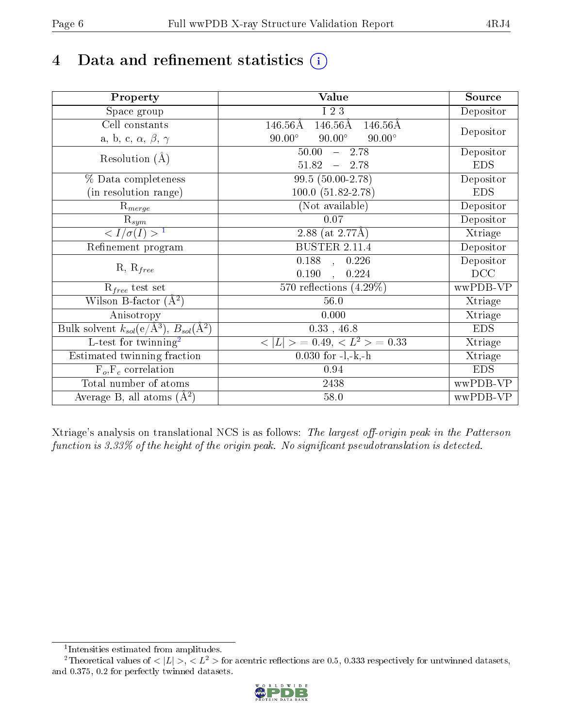# 4 Data and refinement statistics (i)

| Property | Value | Source |
|---|---|---|
| Space group | I 2 3 | Depositor |
| Cell constants<br>a, b, c, $\alpha$, $\beta$, $\gamma$ | 146.56Å 146.56Å 146.56Å<br>90.00° 90.00° 90.00° | Depositor |
| Resolution (Å) | 50.00 – 2.78<br>51.82 – 2.78 | Depositor<br>EDS |
| % Data completeness<br>(in resolution range) | 99.5 (50.00-2.78)<br>100.0 (51.82-2.78) | Depositor<br>EDS |
| $R_{merge}$ | (Not available) | Depositor |
| $R_{sym}$ | 0.07 | Depositor |
| $< I/\sigma(I) >$ [1] | 2.88 (at 2.77Å) | Xtriage |
| Refinement program | BUSTER 2.11.4 | Depositor |
| R, $R_{free}$ | 0.188 , 0.226<br>0.190 , 0.224 | Depositor<br>DCC |
| $R_{free}$ test set | 570 reflections (4.29%) | wwPDB-VP |
| Wilson B-factor (Å$^2$) | 56.0 | Xtriage |
| Anisotropy | 0.000 | Xtriage |
| Bulk solvent $k_{sol}$(e/Å$^3$), $B_{sol}$(Å$^2$) | 0.33 , 46.8 | EDS |
| L-test for twinning[2] | $< \|L\| > = 0.49$, $< L^2 > = 0.33$ | Xtriage |
| Estimated twinning fraction | 0.030 for -l,-k,-h | Xtriage |
| $F_o$,$F_c$ correlation | 0.94 | EDS |
| Total number of atoms | 2438 | wwPDB-VP |
| Average B, all atoms (Å$^2$) | 58.0 | wwPDB-VP |

Xtriage's analysis on translational NCS is as follows: *The largest off-origin peak in the Patterson function is 3.33% of the height of the origin peak. No significant pseudotranslation is detected.*

[1] Intensities estimated from amplitudes.

[2] Theoretical values of $< |L| >$, $< L^2 >$ for acentric reflections are 0.5, 0.333 respectively for untwinned datasets, and 0.375, 0.2 for perfectly twinned datasets.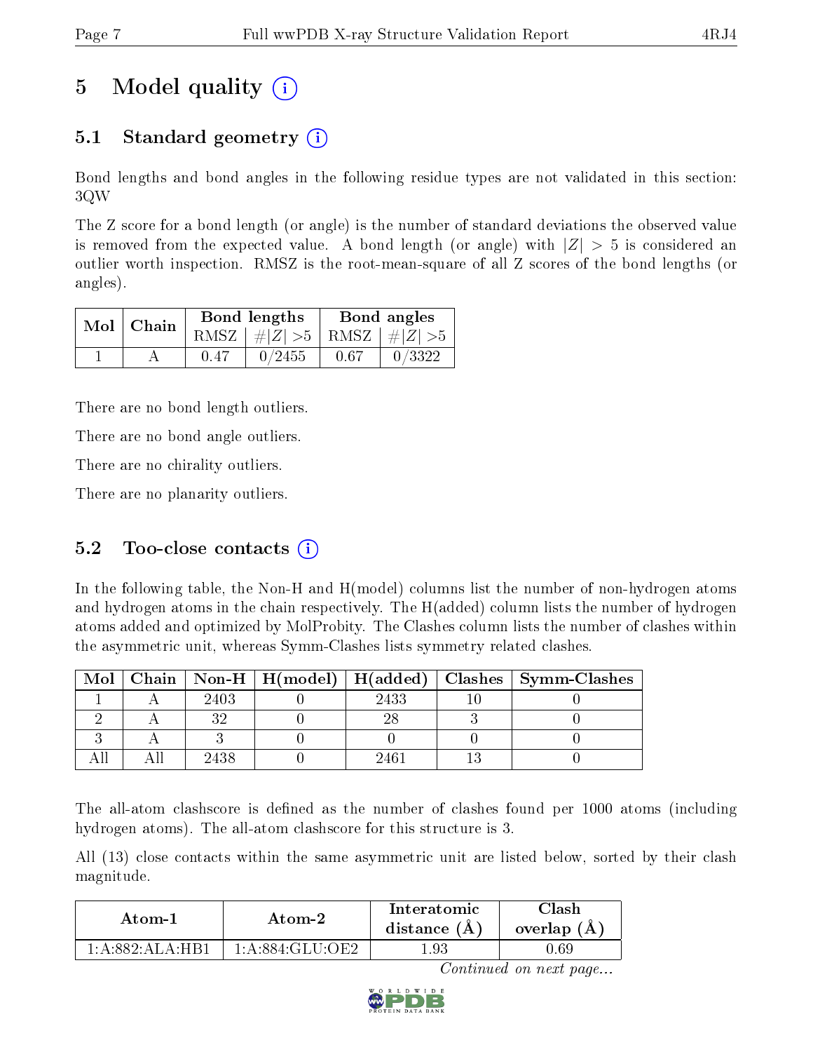# 5 Model quality

## 5.1 Standard geometry

Bond lengths and bond angles in the following residue types are not validated in this section: 3QW

The Z score for a bond length (or angle) is the number of standard deviations the observed value is removed from the expected value. A bond length (or angle) with $|Z| > 5$ is considered an outlier worth inspection. RMSZ is the root-mean-square of all Z scores of the bond lengths (or angles).

| Mol | Chain | Bond lengths | | Bond angles | |
|---|---|---|---|---|---|
| | | RMSZ | $\#\|Z\| > 5$ | RMSZ | $\#\|Z\| > 5$ |
| 1 | A | 0.47 | 0/2455 | 0.67 | 0/3322 |

There are no bond length outliers.

There are no bond angle outliers.

There are no chirality outliers.

There are no planarity outliers.

## 5.2 Too-close contacts

In the following table, the Non-H and H(model) columns list the number of non-hydrogen atoms and hydrogen atoms in the chain respectively. The H(added) column lists the number of hydrogen atoms added and optimized by MolProbity. The Clashes column lists the number of clashes within the asymmetric unit, whereas Symm-Clashes lists symmetry related clashes.

| Mol | Chain | Non-H | H(model) | H(added) | Clashes | Symm-Clashes |
|---|---|---|---|---|---|---|
| 1 | A | 2403 | 0 | 2433 | 10 | 0 |
| 2 | A | 32 | 0 | 28 | 3 | 0 |
| 3 | A | 3 | 0 | 0 | 0 | 0 |
| All | All | 2438 | 0 | 2461 | 13 | 0 |

The all-atom clashscore is defined as the number of clashes found per 1000 atoms (including hydrogen atoms). The all-atom clashscore for this structure is 3.

All (13) close contacts within the same asymmetric unit are listed below, sorted by their clash magnitude.

| Atom-1 | Atom-2 | Interatomic distance (Å) | Clash overlap (Å) |
|---|---|---|---|
| 1:A:882:ALA:HB1 | 1:A:884:GLU:OE2 | 1.93 | 0.69 |

*Continued on next page...*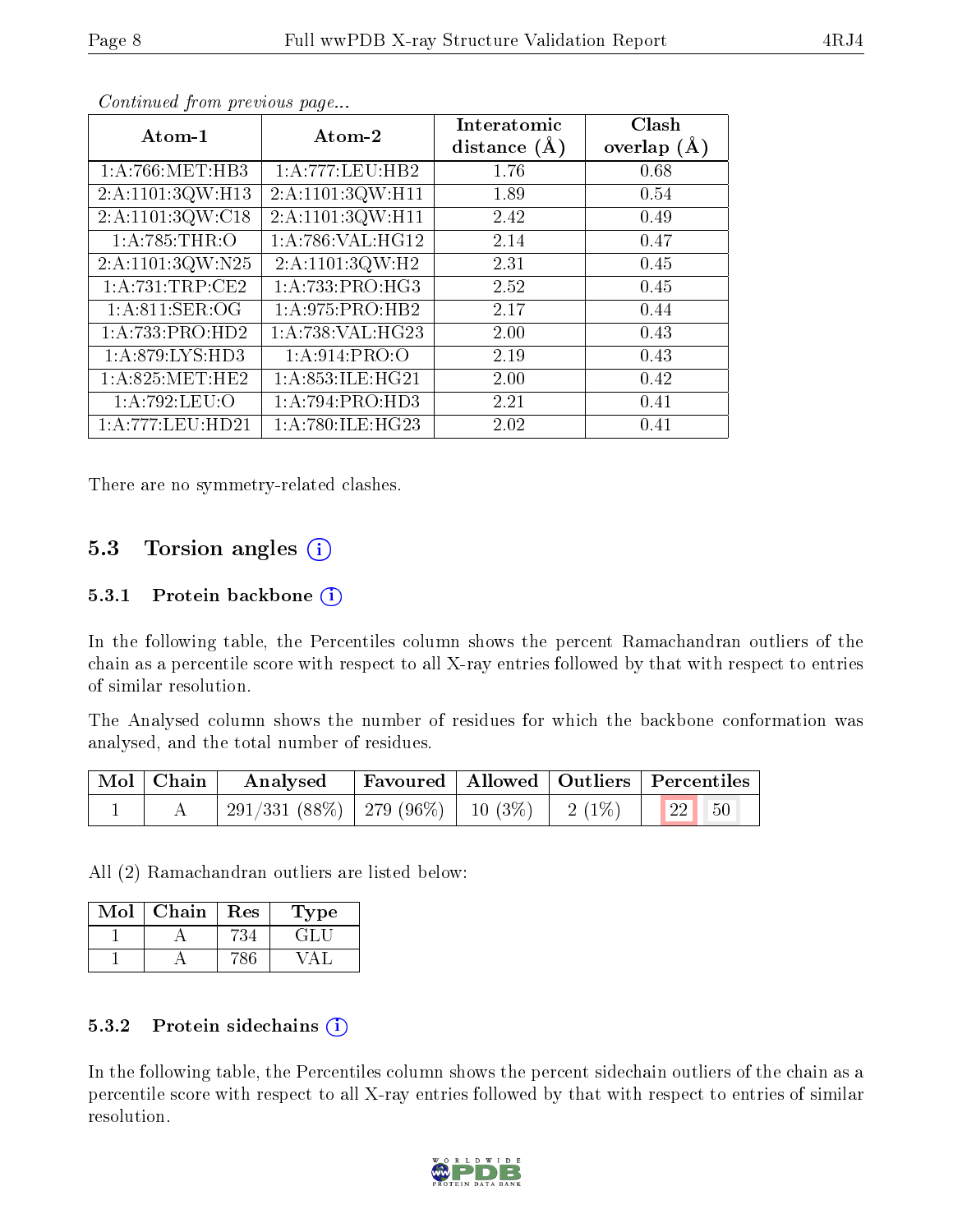*Continued from previous page...*

| Atom-1 | Atom-2 | Interatomic distance (Å) | Clash overlap (Å) |
|---|---|---|---|
| 1:A:766:MET:HB3 | 1:A:777:LEU:HB2 | 1.76 | 0.68 |
| 2:A:1101:3QW:H13 | 2:A:1101:3QW:H11 | 1.89 | 0.54 |
| 2:A:1101:3QW:C18 | 2:A:1101:3QW:H11 | 2.42 | 0.49 |
| 1:A:785:THR:O | 1:A:786:VAL:HG12 | 2.14 | 0.47 |
| 2:A:1101:3QW:N25 | 2:A:1101:3QW:H2 | 2.31 | 0.45 |
| 1:A:731:TRP:CE2 | 1:A:733:PRO:HG3 | 2.52 | 0.45 |
| 1:A:811:SER:OG | 1:A:975:PRO:HB2 | 2.17 | 0.44 |
| 1:A:733:PRO:HD2 | 1:A:738:VAL:HG23 | 2.00 | 0.43 |
| 1:A:879:LYS:HD3 | 1:A:914:PRO:O | 2.19 | 0.43 |
| 1:A:825:MET:HE2 | 1:A:853:ILE:HG21 | 2.00 | 0.42 |
| 1:A:792:LEU:O | 1:A:794:PRO:HD3 | 2.21 | 0.41 |
| 1:A:777:LEU:HD21 | 1:A:780:ILE:HG23 | 2.02 | 0.41 |

There are no symmetry-related clashes.

## 5.3 Torsion angles

### 5.3.1 Protein backbone

In the following table, the Percentiles column shows the percent Ramachandran outliers of the chain as a percentile score with respect to all X-ray entries followed by that with respect to entries of similar resolution.

The Analysed column shows the number of residues for which the backbone conformation was analysed, and the total number of residues.

| Mol | Chain | Analysed | Favoured | Allowed | Outliers | Percentiles | |
|---|---|---|---|---|---|---|---|
| 1 | A | 291/331 (88%) | 279 (96%) | 10 (3%) | 2 (1%) | 22 | 50 |

All (2) Ramachandran outliers are listed below:

| Mol | Chain | Res | Type |
|---|---|---|---|
| 1 | A | 734 | GLU |
| 1 | A | 786 | VAL |

### 5.3.2 Protein sidechains

In the following table, the Percentiles column shows the percent sidechain outliers of the chain as a percentile score with respect to all X-ray entries followed by that with respect to entries of similar resolution.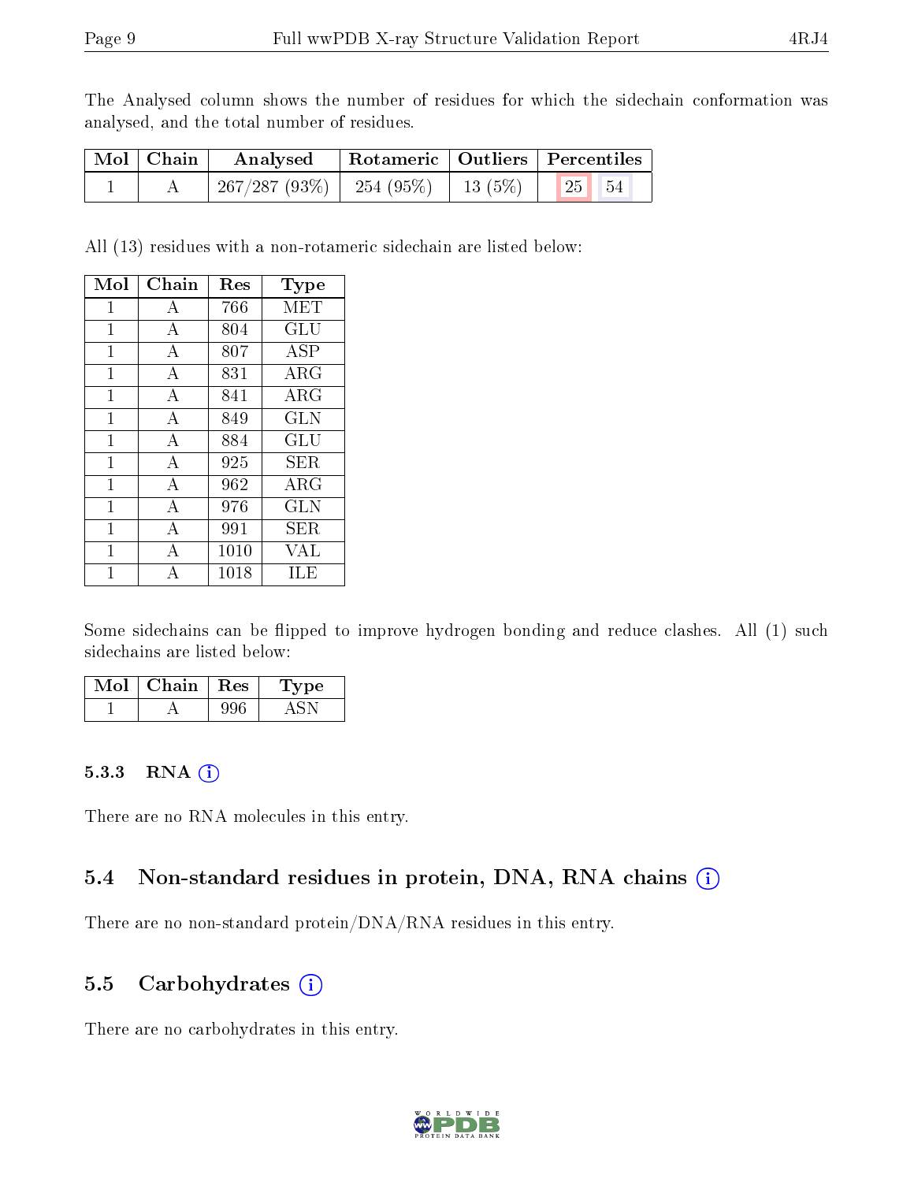The Analysed column shows the number of residues for which the sidechain conformation was analysed, and the total number of residues.

| Mol | Chain | Analysed | Rotameric | Outliers | Percentiles | |
|---|---|---|---|---|---|---|
| 1 | A | 267/287 (93%) | 254 (95%) | 13 (5%) | 25 | 54 |

All (13) residues with a non-rotameric sidechain are listed below:

| Mol | Chain | Res | Type |
|---|---|---|---|
| 1 | A | 766 | MET |
| 1 | A | 804 | GLU |
| 1 | A | 807 | ASP |
| 1 | A | 831 | ARG |
| 1 | A | 841 | ARG |
| 1 | A | 849 | GLN |
| 1 | A | 884 | GLU |
| 1 | A | 925 | SER |
| 1 | A | 962 | ARG |
| 1 | A | 976 | GLN |
| 1 | A | 991 | SER |
| 1 | A | 1010 | VAL |
| 1 | A | 1018 | ILE |

Some sidechains can be flipped to improve hydrogen bonding and reduce clashes. All (1) such sidechains are listed below:

| Mol | Chain | Res | Type |
|---|---|---|---|
| 1 | A | 996 | ASN |

### 5.3.3 RNA

There are no RNA molecules in this entry.

## 5.4 Non-standard residues in protein, DNA, RNA chains

There are no non-standard protein/DNA/RNA residues in this entry.

## 5.5 Carbohydrates

There are no carbohydrates in this entry.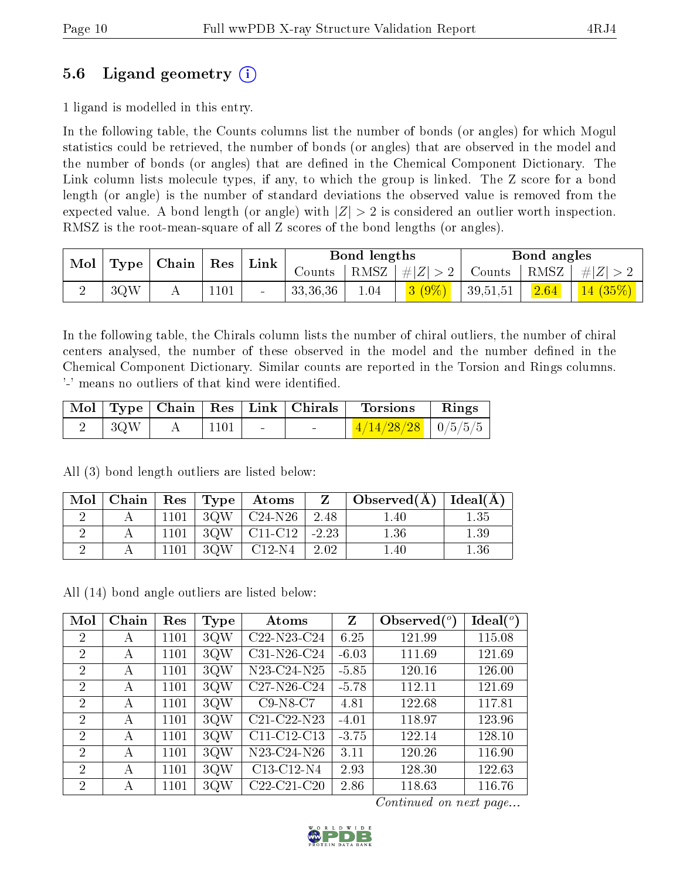## 5.6 Ligand geometry (i)

1 ligand is modelled in this entry.

In the following table, the Counts columns list the number of bonds (or angles) for which Mogul statistics could be retrieved, the number of bonds (or angles) that are observed in the model and the number of bonds (or angles) that are defined in the Chemical Component Dictionary. The Link column lists molecule types, if any, to which the group is linked. The Z score for a bond length (or angle) is the number of standard deviations the observed value is removed from the expected value. A bond length (or angle) with $|Z| > 2$ is considered an outlier worth inspection. RMSZ is the root-mean-square of all Z scores of the bond lengths (or angles).

| Mol | Type | Chain | Res | Link | Bond lengths | | | Bond angles | | |
|---|---|---|---|---|---|---|---|---|---|---|
| | | | | | Counts | RMSZ | #\|Z\| > 2 | Counts | RMSZ | #\|Z\| > 2 |
| 2 | 3QW | A | 1101 | - | 33,36,36 | 1.04 | 3 (9%) | 39,51,51 | 2.64 | 14 (35%) |

In the following table, the Chirals column lists the number of chiral outliers, the number of chiral centers analysed, the number of these observed in the model and the number defined in the Chemical Component Dictionary. Similar counts are reported in the Torsion and Rings columns. '-' means no outliers of that kind were identified.

| Mol | Type | Chain | Res | Link | Chirals | Torsions | Rings |
|---|---|---|---|---|---|---|---|
| 2 | 3QW | A | 1101 | - | - | 4/14/28/28 | 0/5/5/5 |

All (3) bond length outliers are listed below:

| Mol | Chain | Res | Type | Atoms | Z | Observed(Å) | Ideal(Å) |
|---|---|---|---|---|---|---|---|
| 2 | A | 1101 | 3QW | C24-N26 | 2.48 | 1.40 | 1.35 |
| 2 | A | 1101 | 3QW | C11-C12 | -2.23 | 1.36 | 1.39 |
| 2 | A | 1101 | 3QW | C12-N4 | 2.02 | 1.40 | 1.36 |

All (14) bond angle outliers are listed below:

| Mol | Chain | Res | Type | Atoms | Z | Observed($^o$) | Ideal($^o$) |
|---|---|---|---|---|---|---|---|
| 2 | A | 1101 | 3QW | C22-N23-C24 | 6.25 | 121.99 | 115.08 |
| 2 | A | 1101 | 3QW | C31-N26-C24 | -6.03 | 111.69 | 121.69 |
| 2 | A | 1101 | 3QW | N23-C24-N25 | -5.85 | 120.16 | 126.00 |
| 2 | A | 1101 | 3QW | C27-N26-C24 | -5.78 | 112.11 | 121.69 |
| 2 | A | 1101 | 3QW | C9-N8-C7 | 4.81 | 122.68 | 117.81 |
| 2 | A | 1101 | 3QW | C21-C22-N23 | -4.01 | 118.97 | 123.96 |
| 2 | A | 1101 | 3QW | C11-C12-C13 | -3.75 | 122.14 | 128.10 |
| 2 | A | 1101 | 3QW | N23-C24-N26 | 3.11 | 120.26 | 116.90 |
| 2 | A | 1101 | 3QW | C13-C12-N4 | 2.93 | 128.30 | 122.63 |
| 2 | A | 1101 | 3QW | C22-C21-C20 | 2.86 | 118.63 | 116.76 |

*Continued on next page...*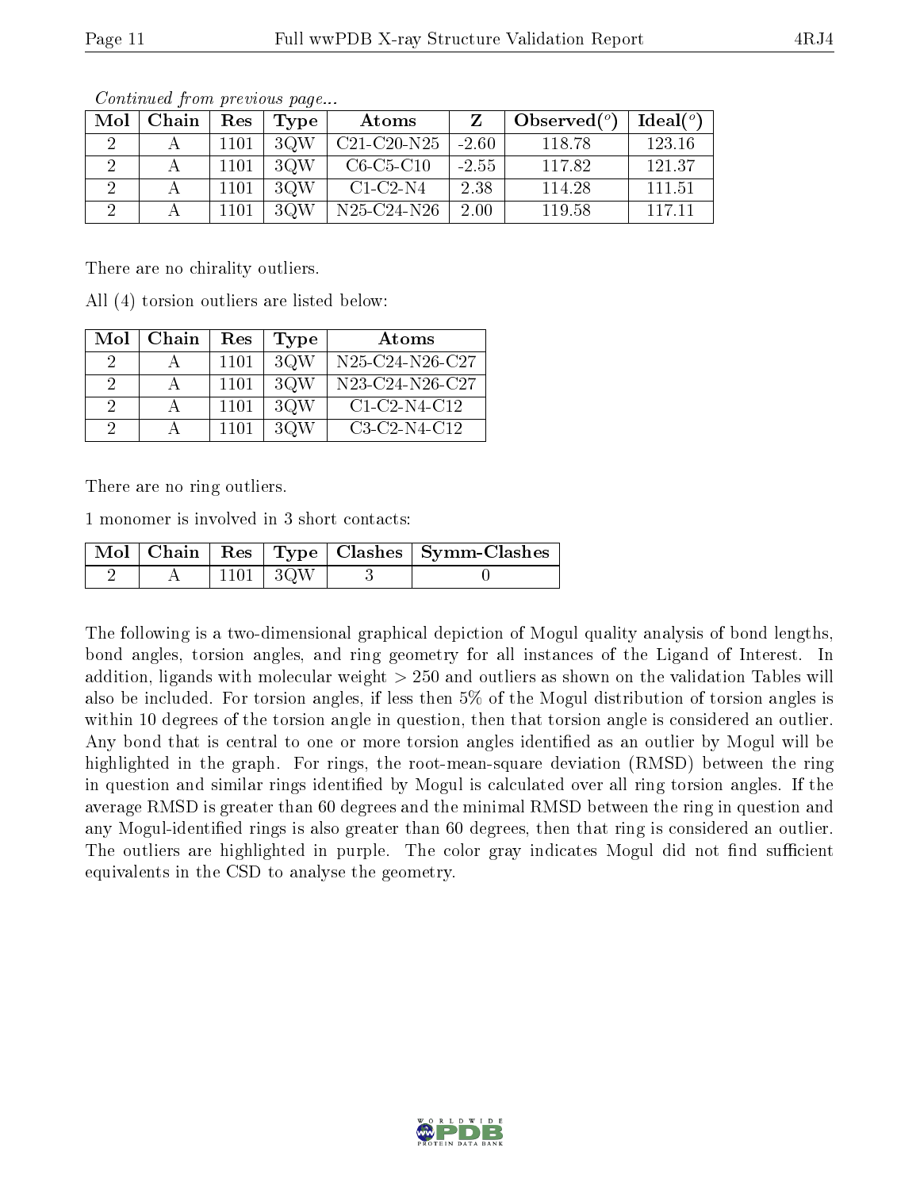*Continued from previous page...*

| Mol | Chain | Res | Type | Atoms | Z | Observed(°) | Ideal(°) |
|---|---|---|---|---|---|---|---|
| 2 | A | 1101 | 3QW | C21-C20-N25 | -2.60 | 118.78 | 123.16 |
| 2 | A | 1101 | 3QW | C6-C5-C10 | -2.55 | 117.82 | 121.37 |
| 2 | A | 1101 | 3QW | C1-C2-N4 | 2.38 | 114.28 | 111.51 |
| 2 | A | 1101 | 3QW | N25-C24-N26 | 2.00 | 119.58 | 117.11 |

There are no chirality outliers.

All (4) torsion outliers are listed below:

| Mol | Chain | Res | Type | Atoms |
|---|---|---|---|---|
| 2 | A | 1101 | 3QW | N25-C24-N26-C27 |
| 2 | A | 1101 | 3QW | N23-C24-N26-C27 |
| 2 | A | 1101 | 3QW | C1-C2-N4-C12 |
| 2 | A | 1101 | 3QW | C3-C2-N4-C12 |

There are no ring outliers.

1 monomer is involved in 3 short contacts:

| Mol | Chain | Res | Type | Clashes | Symm-Clashes |
|---|---|---|---|---|---|
| 2 | A | 1101 | 3QW | 3 | 0 |

The following is a two-dimensional graphical depiction of Mogul quality analysis of bond lengths, bond angles, torsion angles, and ring geometry for all instances of the Ligand of Interest. In addition, ligands with molecular weight > 250 and outliers as shown on the validation Tables will also be included. For torsion angles, if less then 5% of the Mogul distribution of torsion angles is within 10 degrees of the torsion angle in question, then that torsion angle is considered an outlier. Any bond that is central to one or more torsion angles identified as an outlier by Mogul will be highlighted in the graph. For rings, the root-mean-square deviation (RMSD) between the ring in question and similar rings identified by Mogul is calculated over all ring torsion angles. If the average RMSD is greater than 60 degrees and the minimal RMSD between the ring in question and any Mogul-identified rings is also greater than 60 degrees, then that ring is considered an outlier. The outliers are highlighted in purple. The color gray indicates Mogul did not find sufficient equivalents in the CSD to analyse the geometry.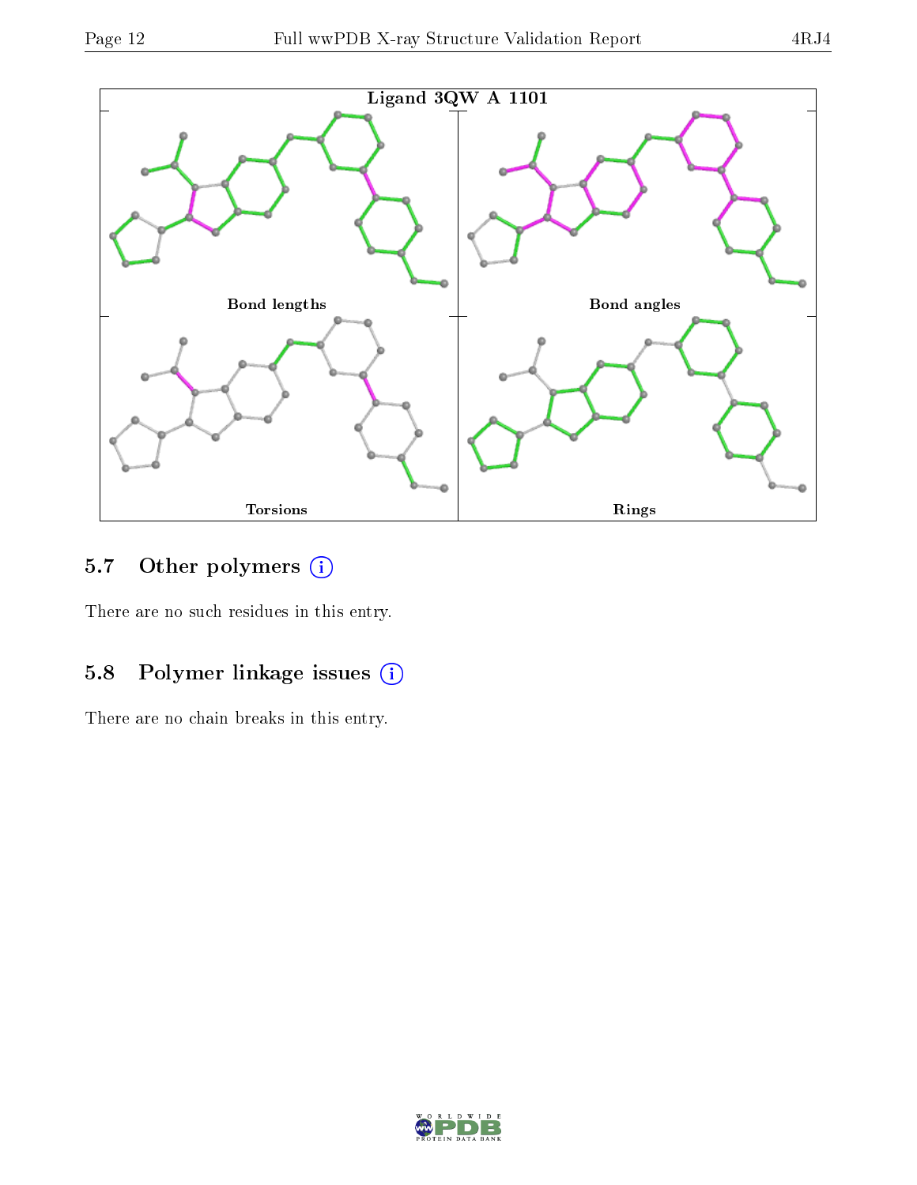Ligand 3QW A 1101

Bond lengths

Bond angles

Torsions

Rings

### 5.7 Other polymers (i)

There are no such residues in this entry.

### 5.8 Polymer linkage issues (i)

There are no chain breaks in this entry.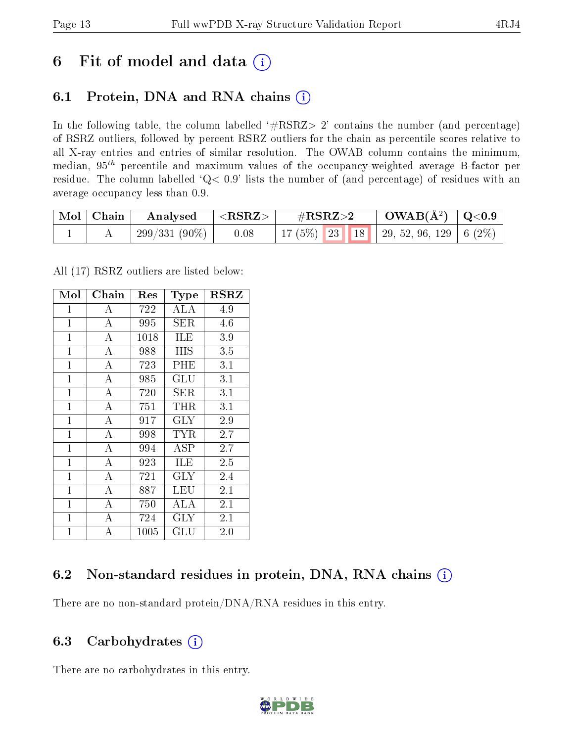# 6 Fit of model and data

## 6.1 Protein, DNA and RNA chains

In the following table, the column labelled '#RSRZ> 2' contains the number (and percentage) of RSRZ outliers, followed by percent RSRZ outliers for the chain as percentile scores relative to all X-ray entries and entries of similar resolution. The OWAB column contains the minimum, median, $95^{th}$ percentile and maximum values of the occupancy-weighted average B-factor per residue. The column labelled 'Q< 0.9' lists the number of (and percentage) of residues with an average occupancy less than 0.9.

| Mol | Chain | Analysed | <RSRZ> | #RSRZ>2 | | | OWAB(Å$^2$) | Q<0.9 |
|---|---|---|---|---|---|---|---|---|
| 1 | A | 299/331 (90%) | 0.08 | 17 (5%) | 23 | 18 | 29, 52, 96, 129 | 6 (2%) |

All (17) RSRZ outliers are listed below:

| Mol | Chain | Res | Type | RSRZ |
|---|---|---|---|---|
| 1 | A | 722 | ALA | 4.9 |
| 1 | A | 995 | SER | 4.6 |
| 1 | A | 1018 | ILE | 3.9 |
| 1 | A | 988 | HIS | 3.5 |
| 1 | A | 723 | PHE | 3.1 |
| 1 | A | 985 | GLU | 3.1 |
| 1 | A | 720 | SER | 3.1 |
| 1 | A | 751 | THR | 3.1 |
| 1 | A | 917 | GLY | 2.9 |
| 1 | A | 998 | TYR | 2.7 |
| 1 | A | 994 | ASP | 2.7 |
| 1 | A | 923 | ILE | 2.5 |
| 1 | A | 721 | GLY | 2.4 |
| 1 | A | 887 | LEU | 2.1 |
| 1 | A | 750 | ALA | 2.1 |
| 1 | A | 724 | GLY | 2.1 |
| 1 | A | 1005 | GLU | 2.0 |

## 6.2 Non-standard residues in protein, DNA, RNA chains

There are no non-standard protein/DNA/RNA residues in this entry.

## 6.3 Carbohydrates

There are no carbohydrates in this entry.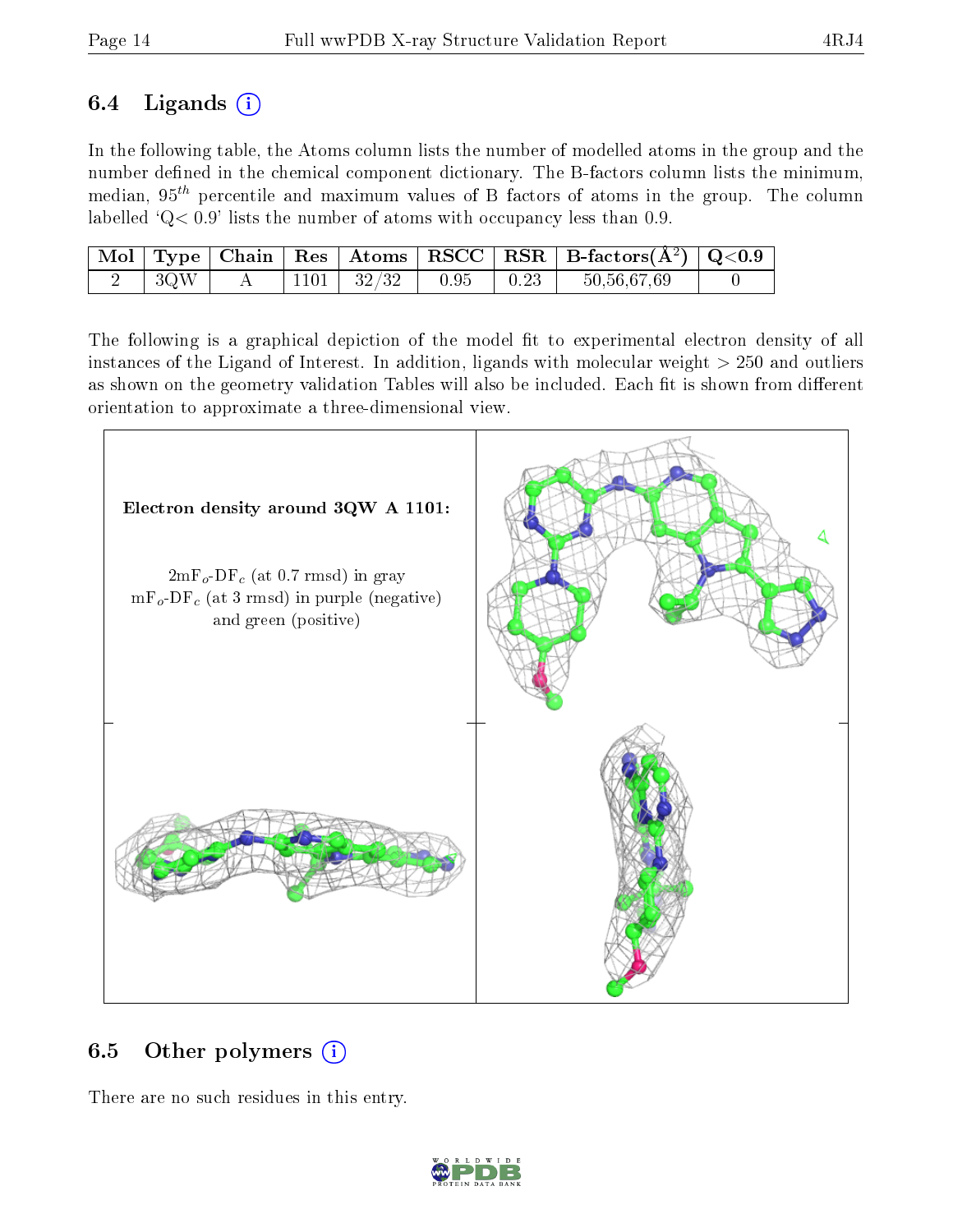## 6.4 Ligands (i)

In the following table, the Atoms column lists the number of modelled atoms in the group and the number defined in the chemical component dictionary. The B-factors column lists the minimum, median, $95^{th}$ percentile and maximum values of B factors of atoms in the group. The column labelled 'Q< 0.9' lists the number of atoms with occupancy less than 0.9.

| Mol | Type | Chain | Res | Atoms | RSCC | RSR | B-factors($Å^2$) | Q<0.9 |
|---|---|---|---|---|---|---|---|---|
| 2 | 3QW | A | 1101 | 32/32 | 0.95 | 0.23 | 50,56,67,69 | 0 |

The following is a graphical depiction of the model fit to experimental electron density of all instances of the Ligand of Interest. In addition, ligands with molecular weight > 250 and outliers as shown on the geometry validation Tables will also be included. Each fit is shown from different orientation to approximate a three-dimensional view.

**Electron density around 3QW A 1101:**

$2mF_o$-$DF_c$ (at 0.7 rmsd) in gray
$mF_o$-$DF_c$ (at 3 rmsd) in purple (negative) and green (positive)

## 6.5 Other polymers (i)

There are no such residues in this entry.